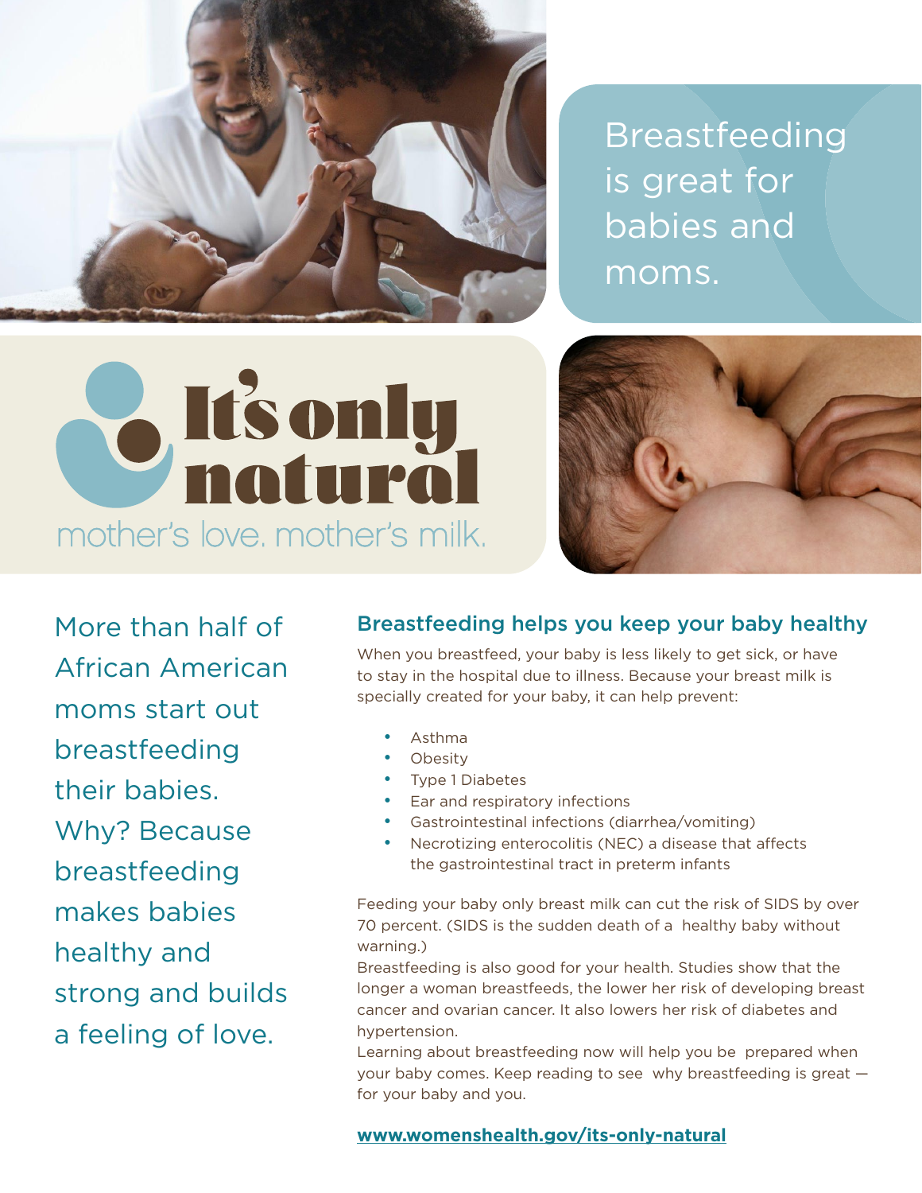Breastfeeding is great for babies and moms.

# It's only natural

mother's love. mother's milk.

More than half of African American moms start out breastfeeding their babies. Why? Because breastfeeding makes babies healthy and strong and builds a feeling of love.

## Breastfeeding helps you keep your baby healthy

When you breastfeed, your baby is less likely to get sick, or have to stay in the hospital due to illness. Because your breast milk is specially created for your baby, it can help prevent:

- Asthma
- Obesity
- Type 1 Diabetes
- Ear and respiratory infections
- Gastrointestinal infections (diarrhea/vomiting)
- Necrotizing enterocolitis (NEC) a disease that affects the gastrointestinal tract in preterm infants

Feeding your baby only breast milk can cut the risk of SIDS by over 70 percent. (SIDS is the sudden death of a healthy baby without warning.)

Breastfeeding is also good for your health. Studies show that the longer a woman breastfeeds, the lower her risk of developing breast cancer and ovarian cancer. It also lowers her risk of diabetes and hypertension.

Learning about breastfeeding now will help you be prepared when your baby comes. Keep reading to see why breastfeeding is great — for your baby and you.

**www.womenshealth.gov/its-only-natural**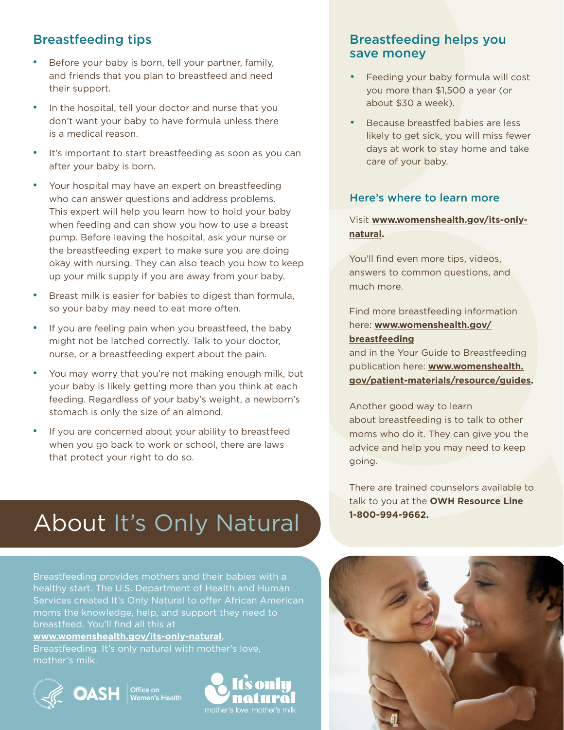## Breastfeeding tips

- Before your baby is born, tell your partner, family, and friends that you plan to breastfeed and need their support.
- In the hospital, tell your doctor and nurse that you don't want your baby to have formula unless there is a medical reason.
- It's important to start breastfeeding as soon as you can after your baby is born.
- Your hospital may have an expert on breastfeeding who can answer questions and address problems. This expert will help you learn how to hold your baby when feeding and can show you how to use a breast pump. Before leaving the hospital, ask your nurse or the breastfeeding expert to make sure you are doing okay with nursing. They can also teach you how to keep up your milk supply if you are away from your baby.
- Breast milk is easier for babies to digest than formula, so your baby may need to eat more often.
- If you are feeling pain when you breastfeed, the baby might not be latched correctly. Talk to your doctor, nurse, or a breastfeeding expert about the pain.
- You may worry that you're not making enough milk, but your baby is likely getting more than you think at each feeding. Regardless of your baby's weight, a newborn's stomach is only the size of an almond.
- If you are concerned about your ability to breastfeed when you go back to work or school, there are laws that protect your right to do so.

## Breastfeeding helps you save money

- Feeding your baby formula will cost you more than $1,500 a year (or about $30 a week).
- Because breastfed babies are less likely to get sick, you will miss fewer days at work to stay home and take care of your baby.

### Here's where to learn more

Visit **www.womenshealth.gov/its-only-natural**.

You'll find even more tips, videos, answers to common questions, and much more.

Find more breastfeeding information here: **www.womenshealth.gov/breastfeeding** and in the Your Guide to Breastfeeding publication here: **www.womenshealth.gov/patient-materials/resource/guides**.

Another good way to learn about breastfeeding is to talk to other moms who do it. They can give you the advice and help you may need to keep going.

There are trained counselors available to talk to you at the **OWH Resource Line 1-800-994-9662.**

# About It's Only Natural

Breastfeeding provides mothers and their babies with a healthy start. The U.S. Department of Health and Human Services created It's Only Natural to offer African American moms the knowledge, help, and support they need to breastfeed. You'll find all this at **www.womenshealth.gov/its-only-natural**. Breastfeeding. It's only natural with mother's love, mother's milk.

OASH | Office on Women's Health

It's only natural — mother's love. mother's milk.